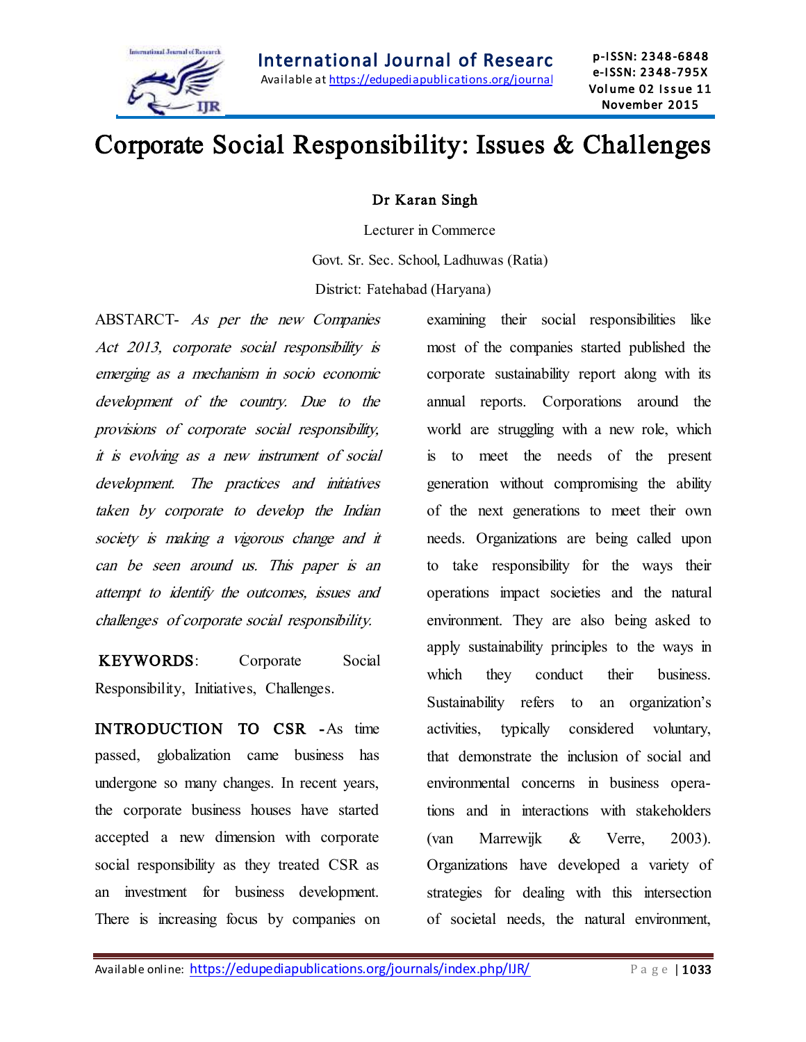# Corporate Social Responsibility: Issues & Challenges

**Dr Karan Singh**

Lecturer in Commerce

Govt. Sr. Sec. School, Ladhuwas (Ratia)

District: Fatehabad (Haryana)

ABSTARCT- *As per the new Companies Act 2013, corporate social responsibility is emerging as a mechanism in socio economic development of the country. Due to the provisions of corporate social responsibility, it is evolving as a new instrument of social development. The practices and initiatives taken by corporate to develop the Indian society is making a vigorous change and it can be seen around us. This paper is an attempt to identify the outcomes, issues and challenges of corporate social responsibility.*

**KEYWORDS**: Corporate Social Responsibility, Initiatives, Challenges.

**INTRODUCTION TO CSR** -As time passed, globalization came business has undergone so many changes. In recent years, the corporate business houses have started accepted a new dimension with corporate social responsibility as they treated CSR as an investment for business development. There is increasing focus by companies on examining their social responsibilities like most of the companies started published the corporate sustainability report along with its annual reports. Corporations around the world are struggling with a new role, which is to meet the needs of the present generation without compromising the ability of the next generations to meet their own needs. Organizations are being called upon to take responsibility for the ways their operations impact societies and the natural environment. They are also being asked to apply sustainability principles to the ways in which they conduct their business. Sustainability refers to an organization's activities, typically considered voluntary, that demonstrate the inclusion of social and environmental concerns in business operations and in interactions with stakeholders (van Marrewijk & Verre, 2003). Organizations have developed a variety of strategies for dealing with this intersection of societal needs, the natural environment,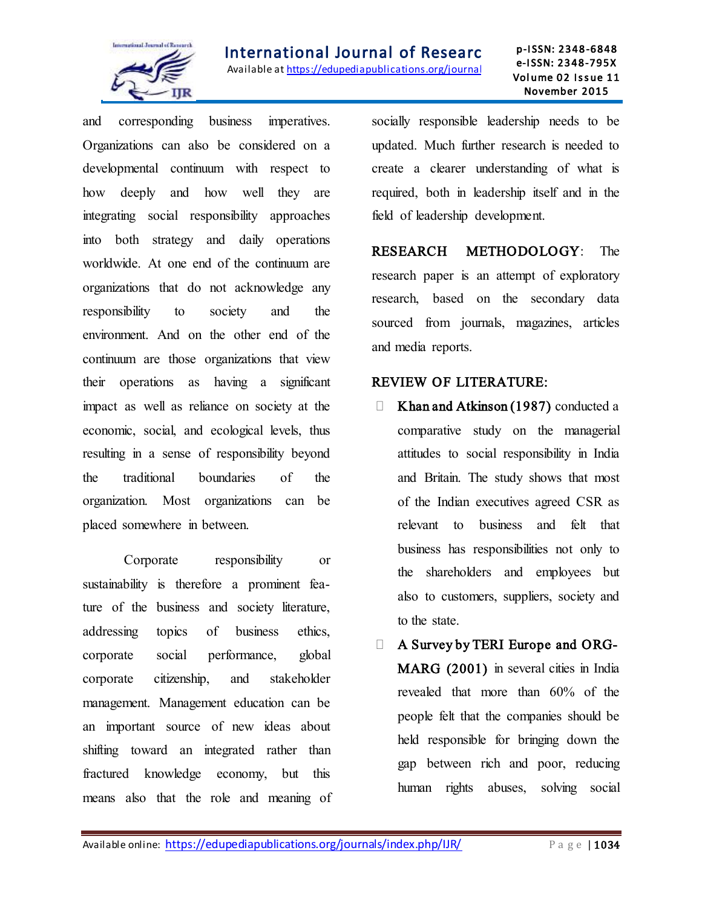and corresponding business imperatives. Organizations can also be considered on a developmental continuum with respect to how deeply and how well they are integrating social responsibility approaches into both strategy and daily operations worldwide. At one end of the continuum are organizations that do not acknowledge any responsibility to society and the environment. And on the other end of the continuum are those organizations that view their operations as having a significant impact as well as reliance on society at the economic, social, and ecological levels, thus resulting in a sense of responsibility beyond the traditional boundaries of the organization. Most organizations can be placed somewhere in between.

Corporate responsibility or sustainability is therefore a prominent feature of the business and society literature, addressing topics of business ethics, corporate social performance, global corporate citizenship, and stakeholder management. Management education can be an important source of new ideas about shifting toward an integrated rather than fractured knowledge economy, but this means also that the role and meaning of socially responsible leadership needs to be updated. Much further research is needed to create a clearer understanding of what is required, both in leadership itself and in the field of leadership development.

**RESEARCH METHODOLOGY**: The research paper is an attempt of exploratory research, based on the secondary data sourced from journals, magazines, articles and media reports.

**REVIEW OF LITERATURE:**

- **Khan and Atkinson (1987)** conducted a comparative study on the managerial attitudes to social responsibility in India and Britain. The study shows that most of the Indian executives agreed CSR as relevant to business and felt that business has responsibilities not only to the shareholders and employees but also to customers, suppliers, society and to the state.
- **A Survey by TERI Europe and ORG-MARG (2001)** in several cities in India revealed that more than 60% of the people felt that the companies should be held responsible for bringing down the gap between rich and poor, reducing human rights abuses, solving social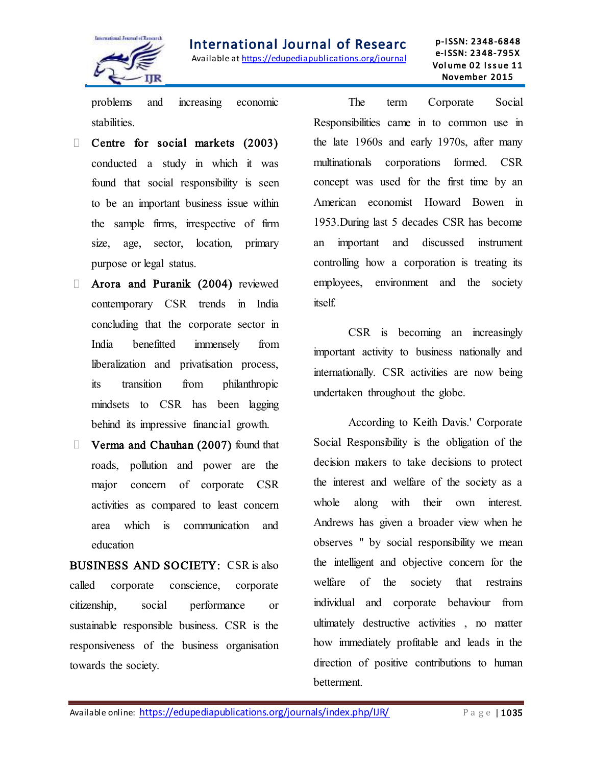problems and increasing economic stabilities.

- **Centre for social markets (2003)** conducted a study in which it was found that social responsibility is seen to be an important business issue within the sample firms, irrespective of firm size, age, sector, location, primary purpose or legal status.
- **Arora and Puranik (2004)** reviewed contemporary CSR trends in India concluding that the corporate sector in India benefitted immensely from liberalization and privatisation process, its transition from philanthropic mindsets to CSR has been lagging behind its impressive financial growth.
- **Verma and Chauhan (2007)** found that roads, pollution and power are the major concern of corporate CSR activities as compared to least concern area which is communication and education

**BUSINESS AND SOCIETY:** CSR is also called corporate conscience, corporate citizenship, social performance or sustainable responsible business. CSR is the responsiveness of the business organisation towards the society.

The term Corporate Social Responsibilities came in to common use in the late 1960s and early 1970s, after many multinationals corporations formed. CSR concept was used for the first time by an American economist Howard Bowen in 1953.During last 5 decades CSR has become an important and discussed instrument controlling how a corporation is treating its employees, environment and the society itself.

CSR is becoming an increasingly important activity to business nationally and internationally. CSR activities are now being undertaken throughout the globe.

According to Keith Davis.' Corporate Social Responsibility is the obligation of the decision makers to take decisions to protect the interest and welfare of the society as a whole along with their own interest. Andrews has given a broader view when he observes " by social responsibility we mean the intelligent and objective concern for the welfare of the society that restrains individual and corporate behaviour from ultimately destructive activities , no matter how immediately profitable and leads in the direction of positive contributions to human betterment.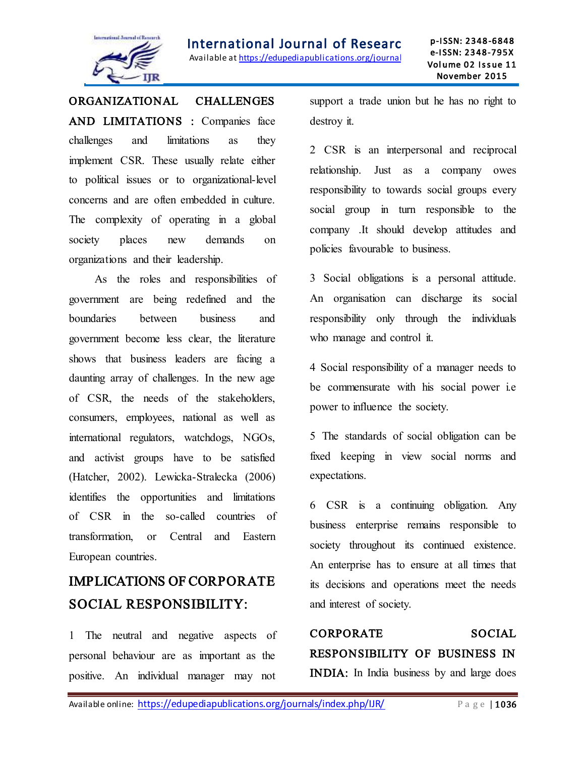**ORGANIZATIONAL CHALLENGES AND LIMITATIONS :** Companies face challenges and limitations as they implement CSR. These usually relate either to political issues or to organizational-level concerns and are often embedded in culture. The complexity of operating in a global society places new demands on organizations and their leadership.

As the roles and responsibilities of government are being redefined and the boundaries between business and government become less clear, the literature shows that business leaders are facing a daunting array of challenges. In the new age of CSR, the needs of the stakeholders, consumers, employees, national as well as international regulators, watchdogs, NGOs, and activist groups have to be satisfied (Hatcher, 2002). Lewicka-Stralecka (2006) identifies the opportunities and limitations of CSR in the so-called countries of transformation, or Central and Eastern European countries.

## IMPLICATIONS OF CORPORATE SOCIAL RESPONSIBILITY:

1 The neutral and negative aspects of personal behaviour are as important as the positive. An individual manager may not support a trade union but he has no right to destroy it.

2 CSR is an interpersonal and reciprocal relationship. Just as a company owes responsibility to towards social groups every social group in turn responsible to the company .It should develop attitudes and policies favourable to business.

3 Social obligations is a personal attitude. An organisation can discharge its social responsibility only through the individuals who manage and control it.

4 Social responsibility of a manager needs to be commensurate with his social power i.e power to influence the society.

5 The standards of social obligation can be fixed keeping in view social norms and expectations.

6 CSR is a continuing obligation. Any business enterprise remains responsible to society throughout its continued existence. An enterprise has to ensure at all times that its decisions and operations meet the needs and interest of society.

**CORPORATE SOCIAL RESPONSIBILITY OF BUSINESS IN INDIA:** In India business by and large does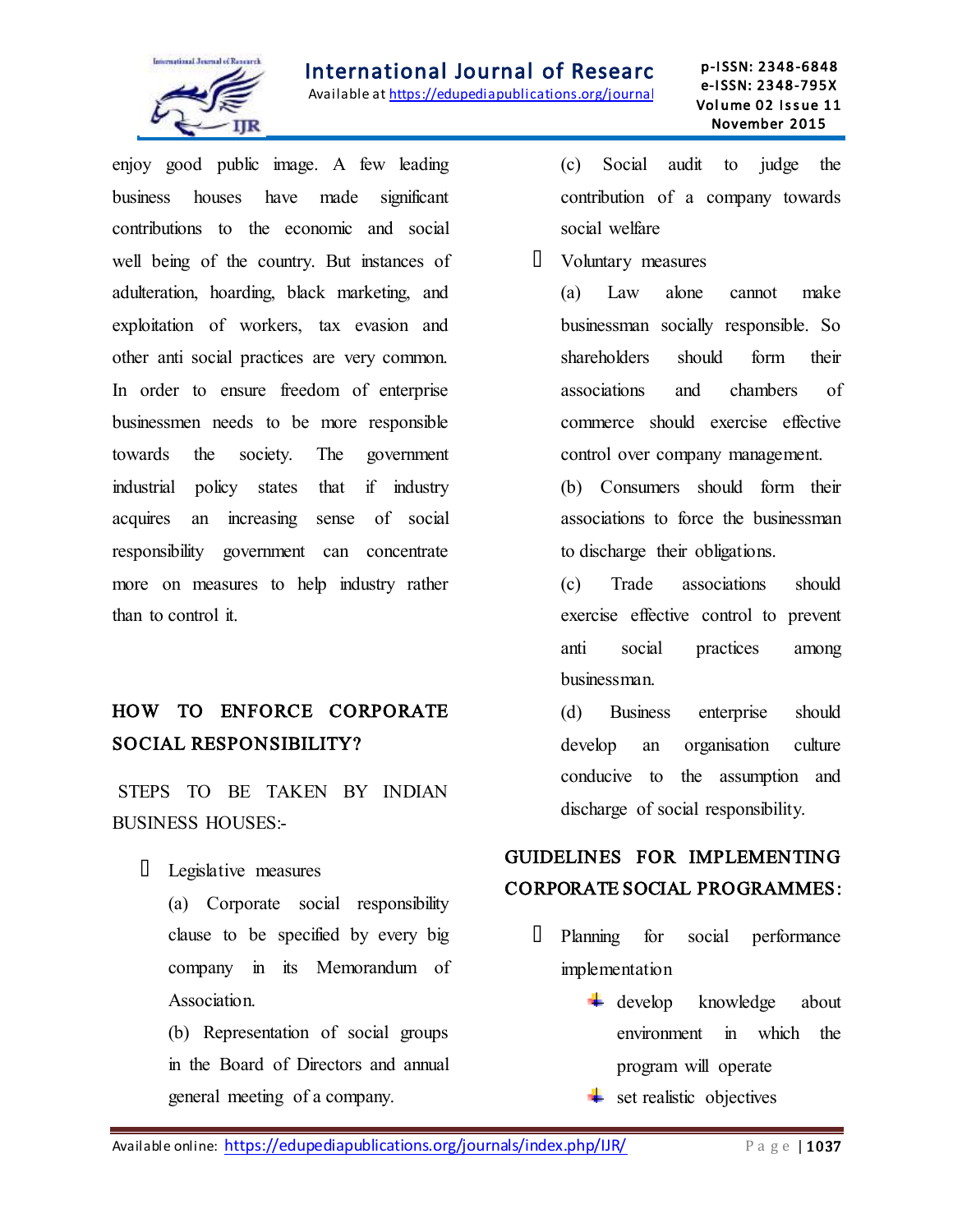enjoy good public image. A few leading business houses have made significant contributions to the economic and social well being of the country. But instances of adulteration, hoarding, black marketing, and exploitation of workers, tax evasion and other anti social practices are very common. In order to ensure freedom of enterprise businessmen needs to be more responsible towards the society. The government industrial policy states that if industry acquires an increasing sense of social responsibility government can concentrate more on measures to help industry rather than to control it.

## HOW TO ENFORCE CORPORATE SOCIAL RESPONSIBILITY?

STEPS TO BE TAKEN BY INDIAN BUSINESS HOUSES:-

- Legislative measures

  (a) Corporate social responsibility clause to be specified by every big company in its Memorandum of Association.

  (b) Representation of social groups in the Board of Directors and annual general meeting of a company.

  (c) Social audit to judge the contribution of a company towards social welfare

- Voluntary measures

  (a) Law alone cannot make businessman socially responsible. So shareholders should form their associations and chambers of commerce should exercise effective control over company management.

  (b) Consumers should form their associations to force the businessman to discharge their obligations.

  (c) Trade associations should exercise effective control to prevent anti social practices among businessman.

  (d) Business enterprise should develop an organisation culture conducive to the assumption and discharge of social responsibility.

## GUIDELINES FOR IMPLEMENTING CORPORATE SOCIAL PROGRAMMES:

- Planning for social performance implementation
  - develop knowledge about environment in which the program will operate
  - set realistic objectives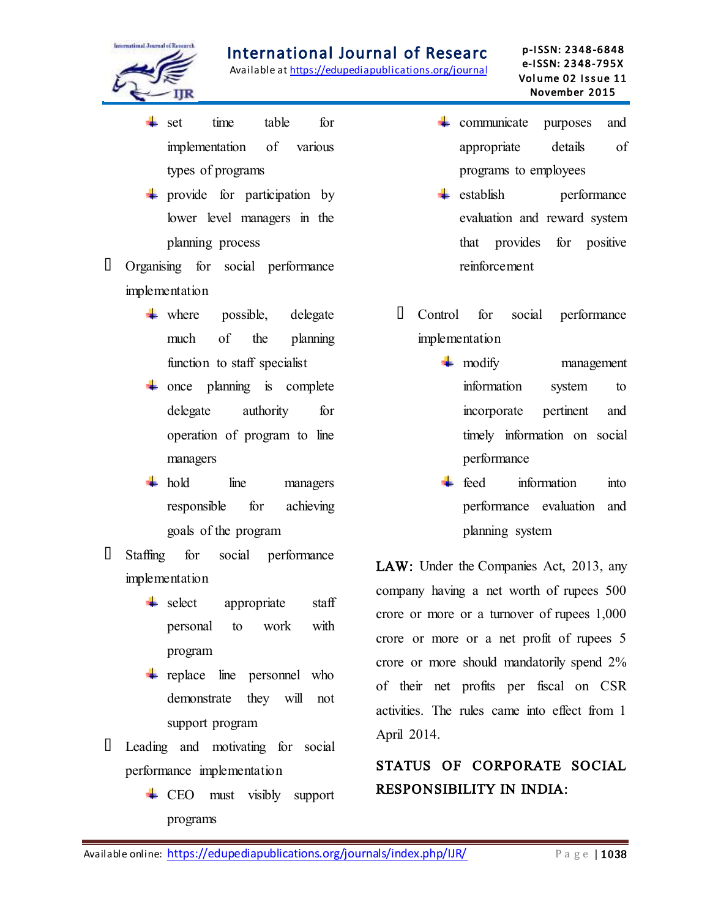- set time table for implementation of various types of programs
- provide for participation by lower level managers in the planning process

- Organising for social performance implementation
  - where possible, delegate much of the planning function to staff specialist
  - once planning is complete delegate authority for operation of program to line managers
  - hold line managers responsible for achieving goals of the program
- Staffing for social performance implementation
  - select appropriate staff personal to work with program
  - replace line personnel who demonstrate they will not support program
- Leading and motivating for social performance implementation
  - CEO must visibly support programs
  - communicate purposes and appropriate details of programs to employees
  - establish performance evaluation and reward system that provides for positive reinforcement

- Control for social performance implementation
  - modify management information system to incorporate pertinent and timely information on social performance
  - feed information into performance evaluation and planning system

**LAW:** Under the Companies Act, 2013, any company having a net worth of rupees 500 crore or more or a turnover of rupees 1,000 crore or more or a net profit of rupees 5 crore or more should mandatorily spend 2% of their net profits per fiscal on CSR activities. The rules came into effect from 1 April 2014.

## STATUS OF CORPORATE SOCIAL RESPONSIBILITY IN INDIA: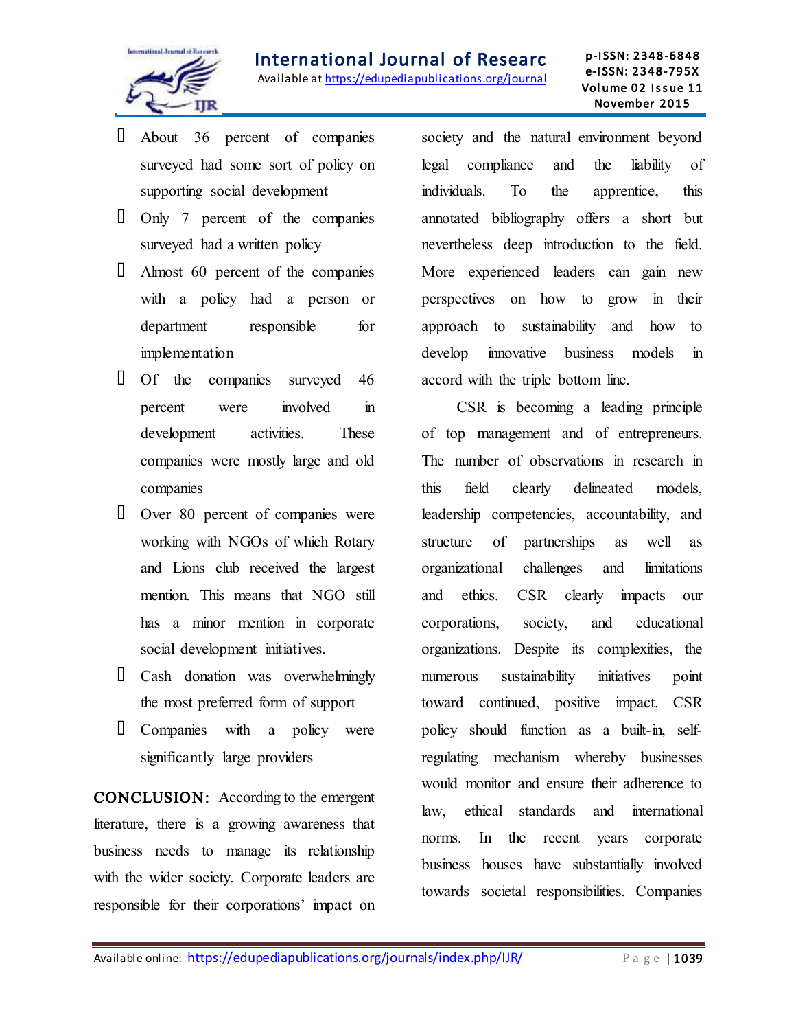- About 36 percent of companies surveyed had some sort of policy on supporting social development
- Only 7 percent of the companies surveyed had a written policy
- Almost 60 percent of the companies with a policy had a person or department responsible for implementation
- Of the companies surveyed 46 percent were involved in development activities. These companies were mostly large and old companies
- Over 80 percent of companies were working with NGOs of which Rotary and Lions club received the largest mention. This means that NGO still has a minor mention in corporate social development initiatives.
- Cash donation was overwhelmingly the most preferred form of support
- Companies with a policy were significantly large providers

**CONCLUSION:** According to the emergent literature, there is a growing awareness that business needs to manage its relationship with the wider society. Corporate leaders are responsible for their corporations' impact on society and the natural environment beyond legal compliance and the liability of individuals. To the apprentice, this annotated bibliography offers a short but nevertheless deep introduction to the field. More experienced leaders can gain new perspectives on how to grow in their approach to sustainability and how to develop innovative business models in accord with the triple bottom line.

CSR is becoming a leading principle of top management and of entrepreneurs. The number of observations in research in this field clearly delineated models, leadership competencies, accountability, and structure of partnerships as well as organizational challenges and limitations and ethics. CSR clearly impacts our corporations, society, and educational organizations. Despite its complexities, the numerous sustainability initiatives point toward continued, positive impact. CSR policy should function as a built-in, self-regulating mechanism whereby businesses would monitor and ensure their adherence to law, ethical standards and international norms. In the recent years corporate business houses have substantially involved towards societal responsibilities. Companies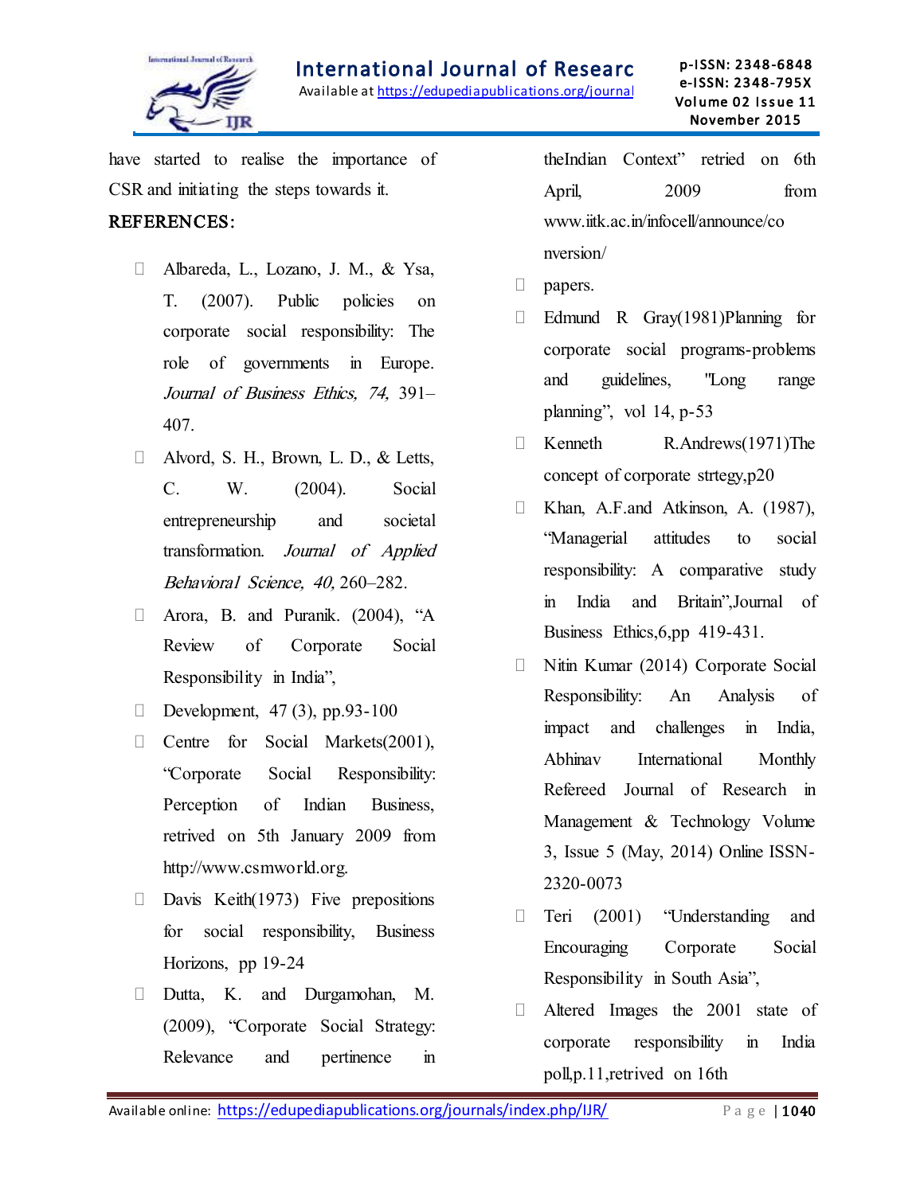have started to realise the importance of CSR and initiating the steps towards it.

**REFERENCES:**

- Albareda, L., Lozano, J. M., & Ysa, T. (2007). Public policies on corporate social responsibility: The role of governments in Europe. *Journal of Business Ethics, 74,* 391–407.
- Alvord, S. H., Brown, L. D., & Letts, C. W. (2004). Social entrepreneurship and societal transformation. *Journal of Applied Behavioral Science, 40,* 260–282.
- Arora, B. and Puranik. (2004), "A Review of Corporate Social Responsibility in India",
- Development, 47 (3), pp.93-100
- Centre for Social Markets(2001), "Corporate Social Responsibility: Perception of Indian Business, retrived on 5th January 2009 from http://www.csmworld.org.
- Davis Keith(1973) Five prepositions for social responsibility, Business Horizons, pp 19-24
- Dutta, K. and Durgamohan, M. (2009), "Corporate Social Strategy: Relevance and pertinence in theIndian Context" retried on 6th April, 2009 from www.iitk.ac.in/infocell/announce/conversion/
- papers.
- Edmund R Gray(1981)Planning for corporate social programs-problems and guidelines, "Long range planning", vol 14, p-53
- Kenneth R.Andrews(1971)The concept of corporate strtegy,p20
- Khan, A.F.and Atkinson, A. (1987), "Managerial attitudes to social responsibility: A comparative study in India and Britain",Journal of Business Ethics,6,pp 419-431.
- Nitin Kumar (2014) Corporate Social Responsibility: An Analysis of impact and challenges in India, Abhinav International Monthly Refereed Journal of Research in Management & Technology Volume 3, Issue 5 (May, 2014) Online ISSN-2320-0073
- Teri (2001) "Understanding and Encouraging Corporate Social Responsibility in South Asia",
- Altered Images the 2001 state of corporate responsibility in India poll,p.11,retrived on 16th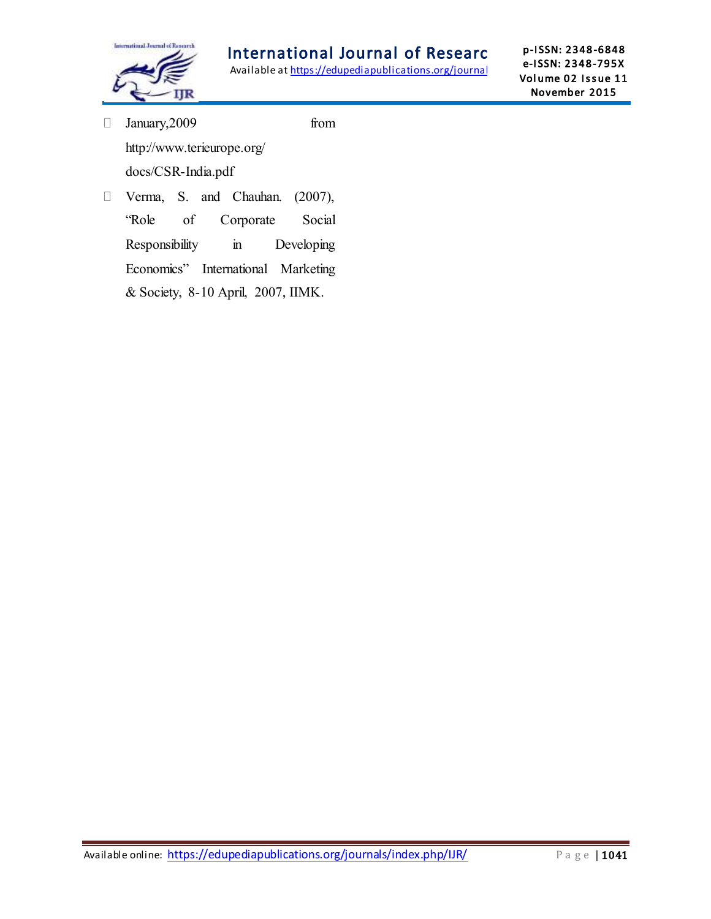- January,2009 from http://www.terieurope.org/docs/CSR-India.pdf
- Verma, S. and Chauhan. (2007), “Role of Corporate Social Responsibility in Developing Economics” International Marketing & Society, 8-10 April, 2007, IIMK.